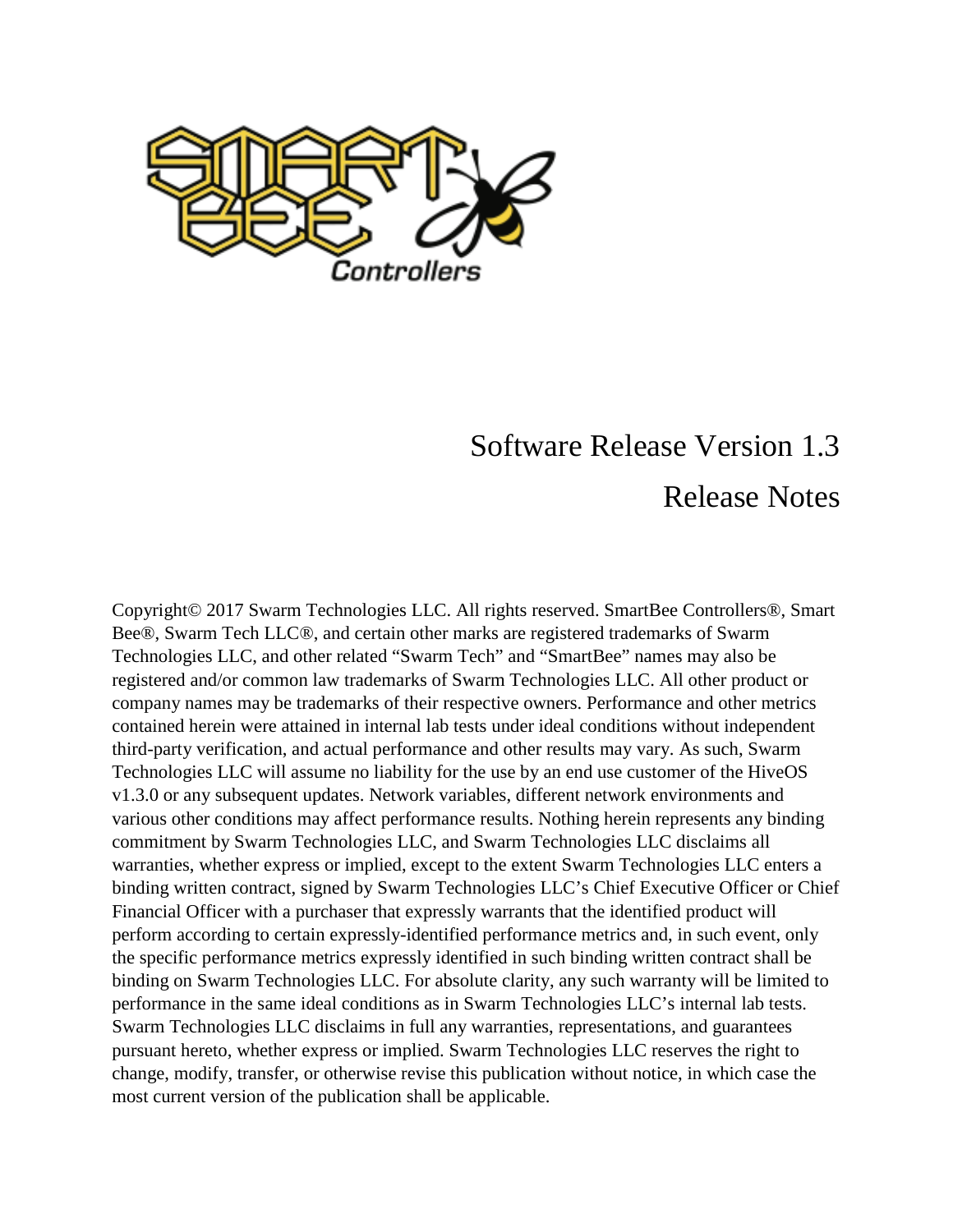SMART BEE Controllers

# Software Release Version 1.3

# Release Notes

Copyright© 2017 Swarm Technologies LLC. All rights reserved. SmartBee Controllers®, Smart Bee®, Swarm Tech LLC®, and certain other marks are registered trademarks of Swarm Technologies LLC, and other related "Swarm Tech" and "SmartBee" names may also be registered and/or common law trademarks of Swarm Technologies LLC. All other product or company names may be trademarks of their respective owners. Performance and other metrics contained herein were attained in internal lab tests under ideal conditions without independent third-party verification, and actual performance and other results may vary. As such, Swarm Technologies LLC will assume no liability for the use by an end use customer of the HiveOS v1.3.0 or any subsequent updates. Network variables, different network environments and various other conditions may affect performance results. Nothing herein represents any binding commitment by Swarm Technologies LLC, and Swarm Technologies LLC disclaims all warranties, whether express or implied, except to the extent Swarm Technologies LLC enters a binding written contract, signed by Swarm Technologies LLC's Chief Executive Officer or Chief Financial Officer with a purchaser that expressly warrants that the identified product will perform according to certain expressly-identified performance metrics and, in such event, only the specific performance metrics expressly identified in such binding written contract shall be binding on Swarm Technologies LLC. For absolute clarity, any such warranty will be limited to performance in the same ideal conditions as in Swarm Technologies LLC's internal lab tests. Swarm Technologies LLC disclaims in full any warranties, representations, and guarantees pursuant hereto, whether express or implied. Swarm Technologies LLC reserves the right to change, modify, transfer, or otherwise revise this publication without notice, in which case the most current version of the publication shall be applicable.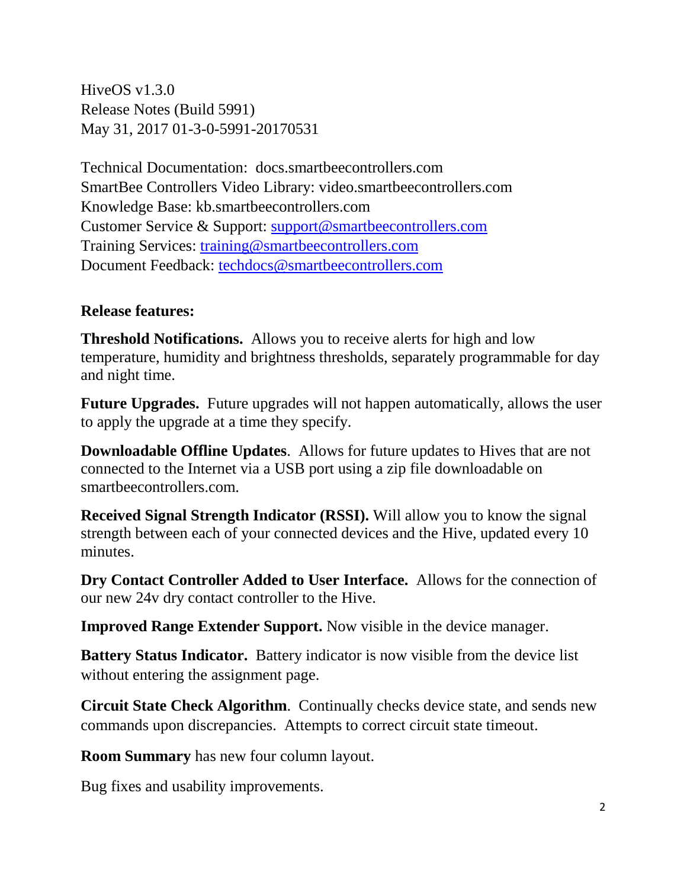HiveOS v1.3.0
Release Notes (Build 5991)
May 31, 2017 01-3-0-5991-20170531

Technical Documentation: docs.smartbeecontrollers.com
SmartBee Controllers Video Library: video.smartbeecontrollers.com
Knowledge Base: kb.smartbeecontrollers.com
Customer Service & Support: support@smartbeecontrollers.com
Training Services: training@smartbeecontrollers.com
Document Feedback: techdocs@smartbeecontrollers.com

**Release features:**

**Threshold Notifications.** Allows you to receive alerts for high and low temperature, humidity and brightness thresholds, separately programmable for day and night time.

**Future Upgrades.** Future upgrades will not happen automatically, allows the user to apply the upgrade at a time they specify.

**Downloadable Offline Updates**. Allows for future updates to Hives that are not connected to the Internet via a USB port using a zip file downloadable on smartbeecontrollers.com.

**Received Signal Strength Indicator (RSSI).** Will allow you to know the signal strength between each of your connected devices and the Hive, updated every 10 minutes.

**Dry Contact Controller Added to User Interface.** Allows for the connection of our new 24v dry contact controller to the Hive.

**Improved Range Extender Support.** Now visible in the device manager.

**Battery Status Indicator.** Battery indicator is now visible from the device list without entering the assignment page.

**Circuit State Check Algorithm**. Continually checks device state, and sends new commands upon discrepancies. Attempts to correct circuit state timeout.

**Room Summary** has new four column layout.

Bug fixes and usability improvements.